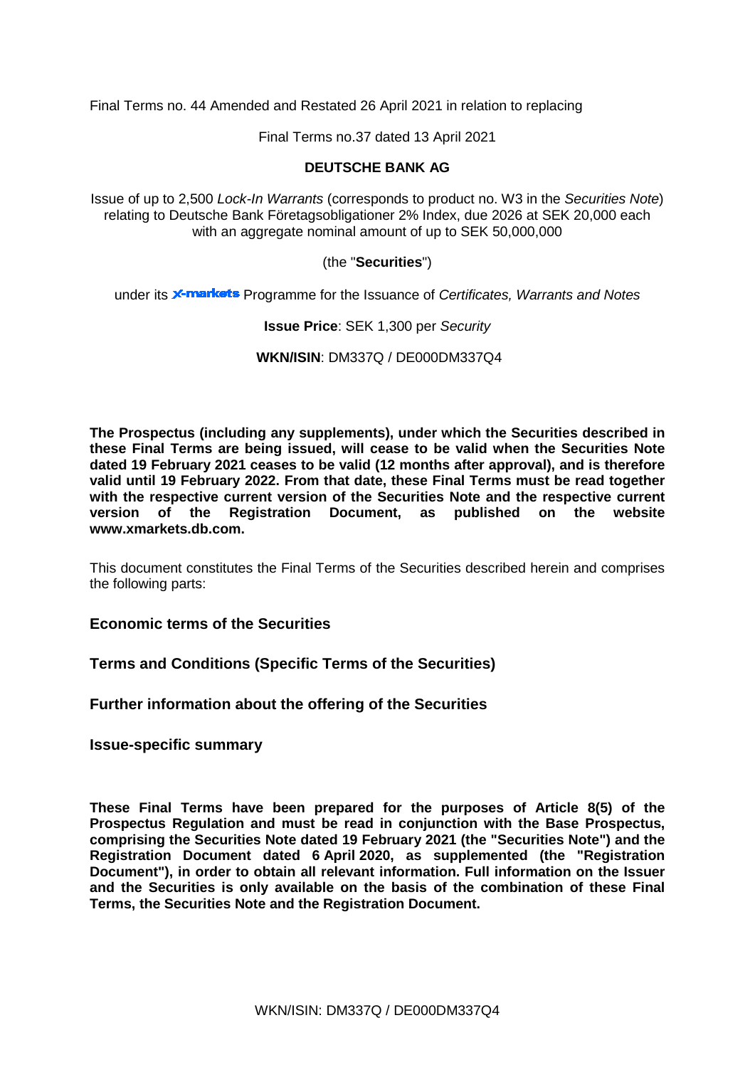Final Terms no. 44 Amended and Restated 26 April 2021 in relation to replacing

Final Terms no.37 dated 13 April 2021

**DEUTSCHE BANK AG**

Issue of up to 2,500 *Lock-In Warrants* (corresponds to product no. W3 in the *Securities Note*) relating to Deutsche Bank Företagsobligationer 2% Index, due 2026 at SEK 20,000 each with an aggregate nominal amount of up to SEK 50,000,000

(the "**Securities**")

under its X-markets Programme for the Issuance of *Certificates, Warrants and Notes*

**Issue Price**: SEK 1,300 per *Security*

**WKN/ISIN**: DM337Q / DE000DM337Q4

**The Prospectus (including any supplements), under which the Securities described in these Final Terms are being issued, will cease to be valid when the Securities Note dated 19 February 2021 ceases to be valid (12 months after approval), and is therefore valid until 19 February 2022. From that date, these Final Terms must be read together with the respective current version of the Securities Note and the respective current version of the Registration Document, as published on the website www.xmarkets.db.com.**

This document constitutes the Final Terms of the Securities described herein and comprises the following parts:

**Economic terms of the Securities**

**Terms and Conditions (Specific Terms of the Securities)**

**Further information about the offering of the Securities**

**Issue-specific summary**

**These Final Terms have been prepared for the purposes of Article 8(5) of the Prospectus Regulation and must be read in conjunction with the Base Prospectus, comprising the Securities Note dated 19 February 2021 (the "Securities Note") and the Registration Document dated 6 April 2020, as supplemented (the "Registration Document"), in order to obtain all relevant information. Full information on the Issuer and the Securities is only available on the basis of the combination of these Final Terms, the Securities Note and the Registration Document.**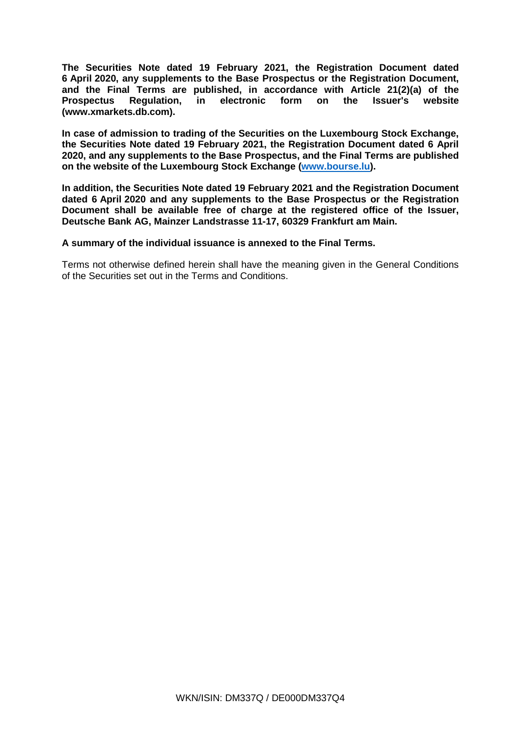**The Securities Note dated 19 February 2021, the Registration Document dated 6 April 2020, any supplements to the Base Prospectus or the Registration Document, and the Final Terms are published, in accordance with Article 21(2)(a) of the Prospectus Regulation, in electronic form on the Issuer's website (www.xmarkets.db.com).**

**In case of admission to trading of the Securities on the Luxembourg Stock Exchange, the Securities Note dated 19 February 2021, the Registration Document dated 6 April 2020, and any supplements to the Base Prospectus, and the Final Terms are published on the website of the Luxembourg Stock Exchange (www.bourse.lu).**

**In addition, the Securities Note dated 19 February 2021 and the Registration Document dated 6 April 2020 and any supplements to the Base Prospectus or the Registration Document shall be available free of charge at the registered office of the Issuer, Deutsche Bank AG, Mainzer Landstrasse 11-17, 60329 Frankfurt am Main.**

**A summary of the individual issuance is annexed to the Final Terms.**

Terms not otherwise defined herein shall have the meaning given in the General Conditions of the Securities set out in the Terms and Conditions.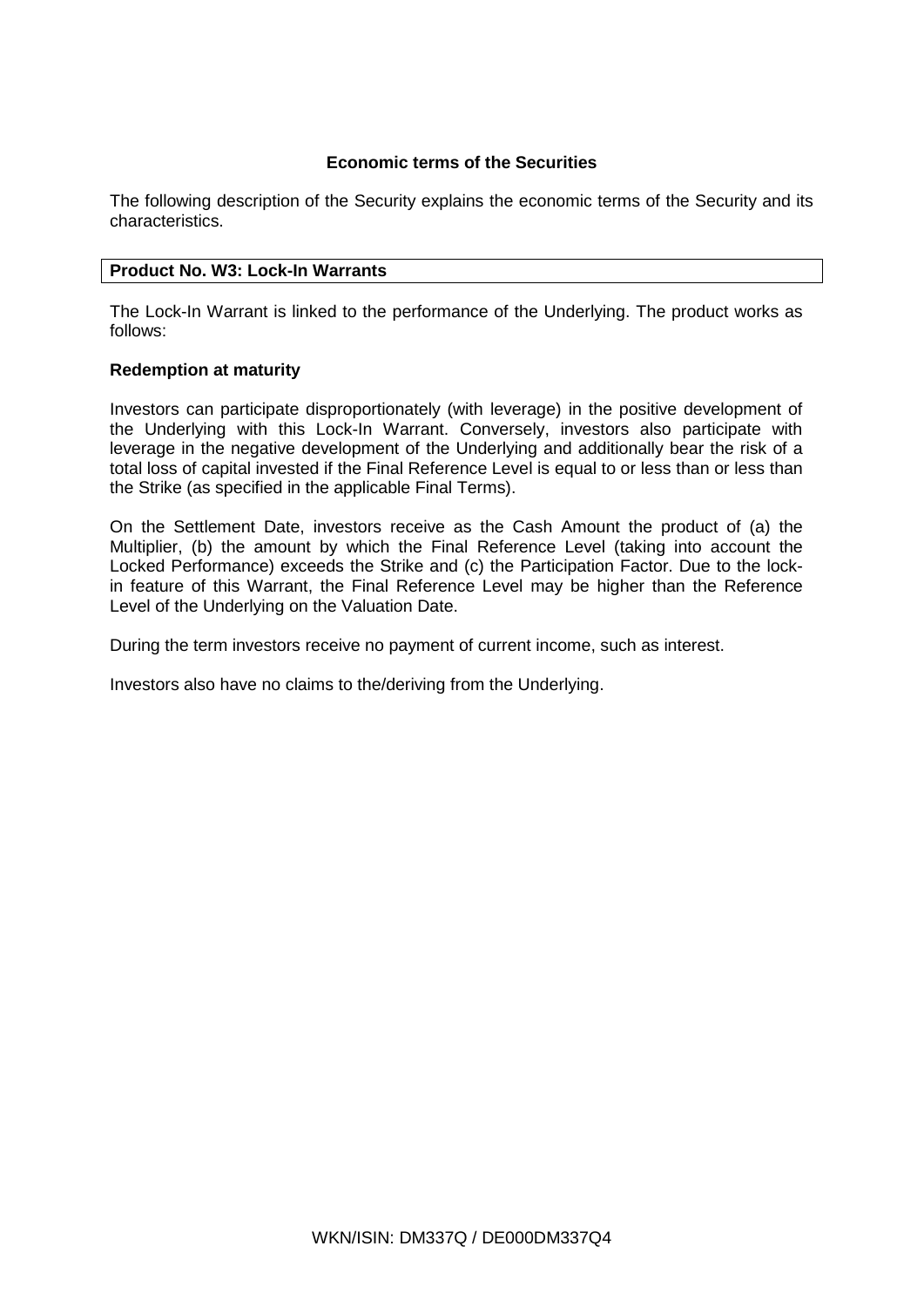## Economic terms of the Securities

The following description of the Security explains the economic terms of the Security and its characteristics.

| **Product No. W3: Lock-In Warrants** |
| --- |

The Lock-In Warrant is linked to the performance of the Underlying. The product works as follows:

**Redemption at maturity**

Investors can participate disproportionately (with leverage) in the positive development of the Underlying with this Lock-In Warrant. Conversely, investors also participate with leverage in the negative development of the Underlying and additionally bear the risk of a total loss of capital invested if the Final Reference Level is equal to or less than or less than the Strike (as specified in the applicable Final Terms).

On the Settlement Date, investors receive as the Cash Amount the product of (a) the Multiplier, (b) the amount by which the Final Reference Level (taking into account the Locked Performance) exceeds the Strike and (c) the Participation Factor. Due to the lock-in feature of this Warrant, the Final Reference Level may be higher than the Reference Level of the Underlying on the Valuation Date.

During the term investors receive no payment of current income, such as interest.

Investors also have no claims to the/deriving from the Underlying.

WKN/ISIN: DM337Q / DE000DM337Q4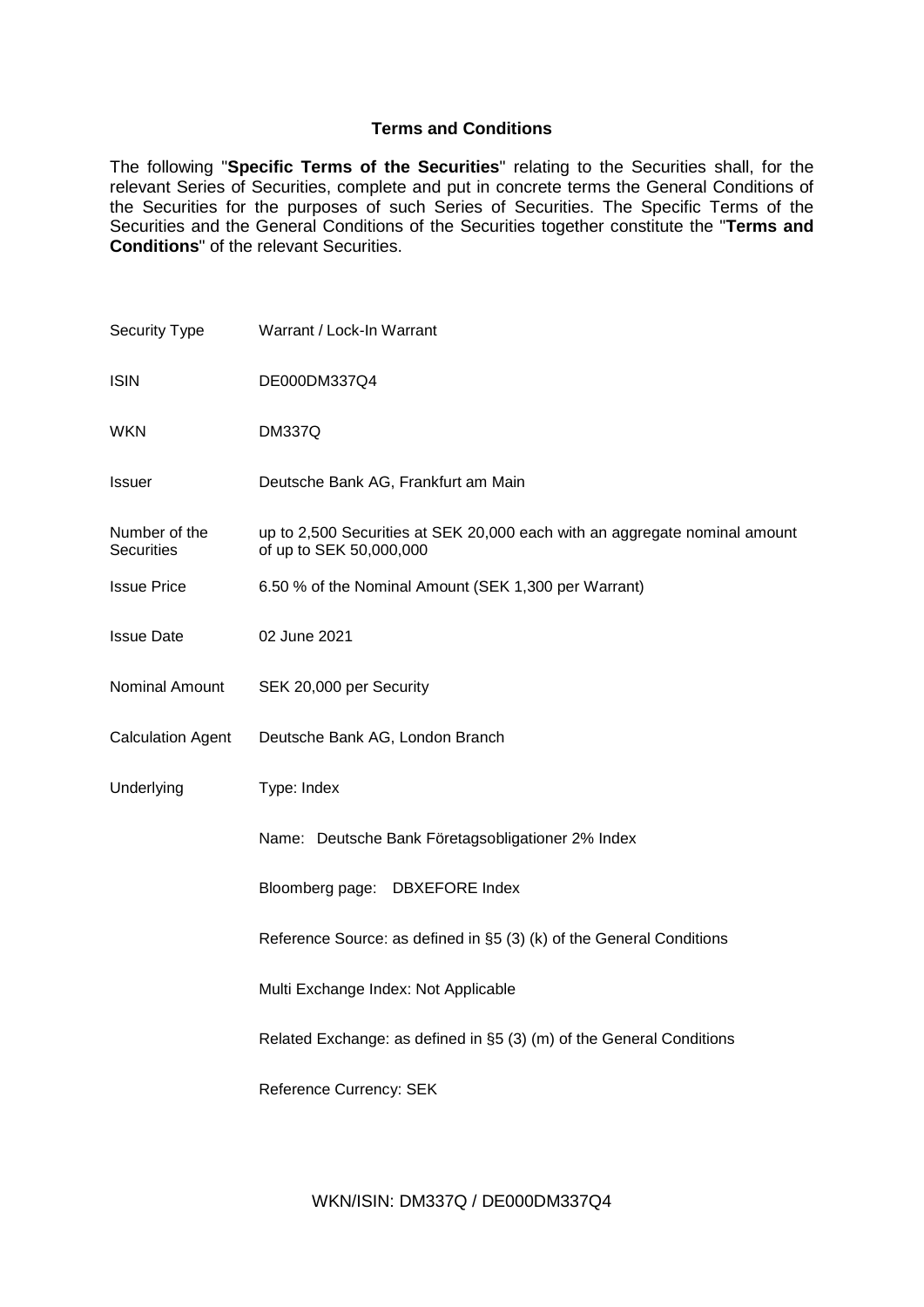## Terms and Conditions

The following "**Specific Terms of the Securities**" relating to the Securities shall, for the relevant Series of Securities, complete and put in concrete terms the General Conditions of the Securities for the purposes of such Series of Securities. The Specific Terms of the Securities and the General Conditions of the Securities together constitute the "**Terms and Conditions**" of the relevant Securities.

| | |
|---|---|
| Security Type | Warrant / Lock-In Warrant |
| ISIN | DE000DM337Q4 |
| WKN | DM337Q |
| Issuer | Deutsche Bank AG, Frankfurt am Main |
| Number of the Securities | up to 2,500 Securities at SEK 20,000 each with an aggregate nominal amount of up to SEK 50,000,000 |
| Issue Price | 6.50 % of the Nominal Amount (SEK 1,300 per Warrant) |
| Issue Date | 02 June 2021 |
| Nominal Amount | SEK 20,000 per Security |
| Calculation Agent | Deutsche Bank AG, London Branch |
| Underlying | Type: Index |
| | Name: Deutsche Bank Företagsobligationer 2% Index |
| | Bloomberg page: DBXEFORE Index |
| | Reference Source: as defined in §5 (3) (k) of the General Conditions |
| | Multi Exchange Index: Not Applicable |
| | Related Exchange: as defined in §5 (3) (m) of the General Conditions |
| | Reference Currency: SEK |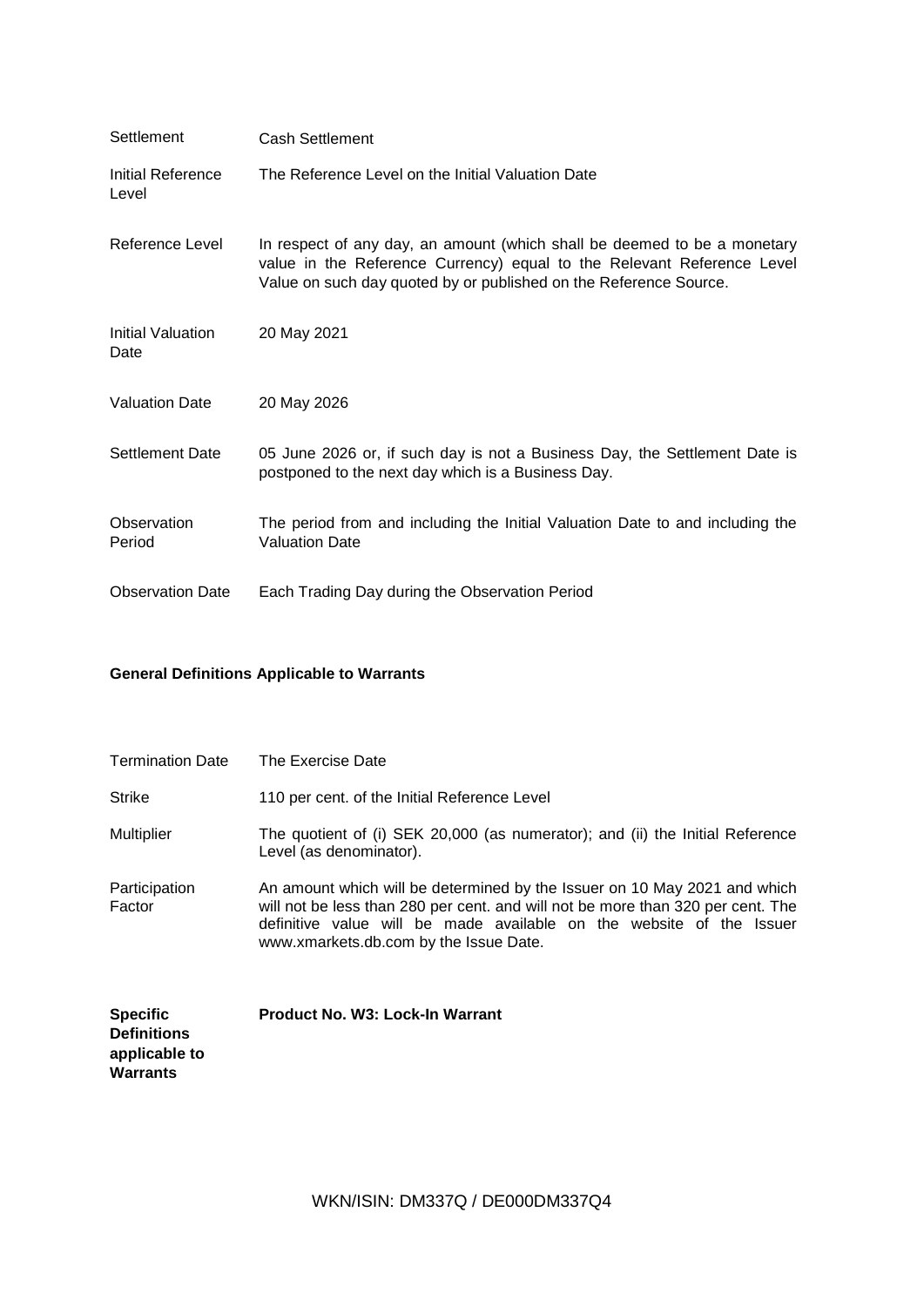| | |
|---|---|
| Settlement | Cash Settlement |
| Initial Reference Level | The Reference Level on the Initial Valuation Date |
| Reference Level | In respect of any day, an amount (which shall be deemed to be a monetary value in the Reference Currency) equal to the Relevant Reference Level Value on such day quoted by or published on the Reference Source. |
| Initial Valuation Date | 20 May 2021 |
| Valuation Date | 20 May 2026 |
| Settlement Date | 05 June 2026 or, if such day is not a Business Day, the Settlement Date is postponed to the next day which is a Business Day. |
| Observation Period | The period from and including the Initial Valuation Date to and including the Valuation Date |
| Observation Date | Each Trading Day during the Observation Period |

**General Definitions Applicable to Warrants**

| | |
|---|---|
| Termination Date | The Exercise Date |
| Strike | 110 per cent. of the Initial Reference Level |
| Multiplier | The quotient of (i) SEK 20,000 (as numerator); and (ii) the Initial Reference Level (as denominator). |
| Participation Factor | An amount which will be determined by the Issuer on 10 May 2021 and which will not be less than 280 per cent. and will not be more than 320 per cent. The definitive value will be made available on the website of the Issuer www.xmarkets.db.com by the Issue Date. |

| | |
|---|---|
| **Specific Definitions applicable to Warrants** | **Product No. W3: Lock-In Warrant** |

WKN/ISIN: DM337Q / DE000DM337Q4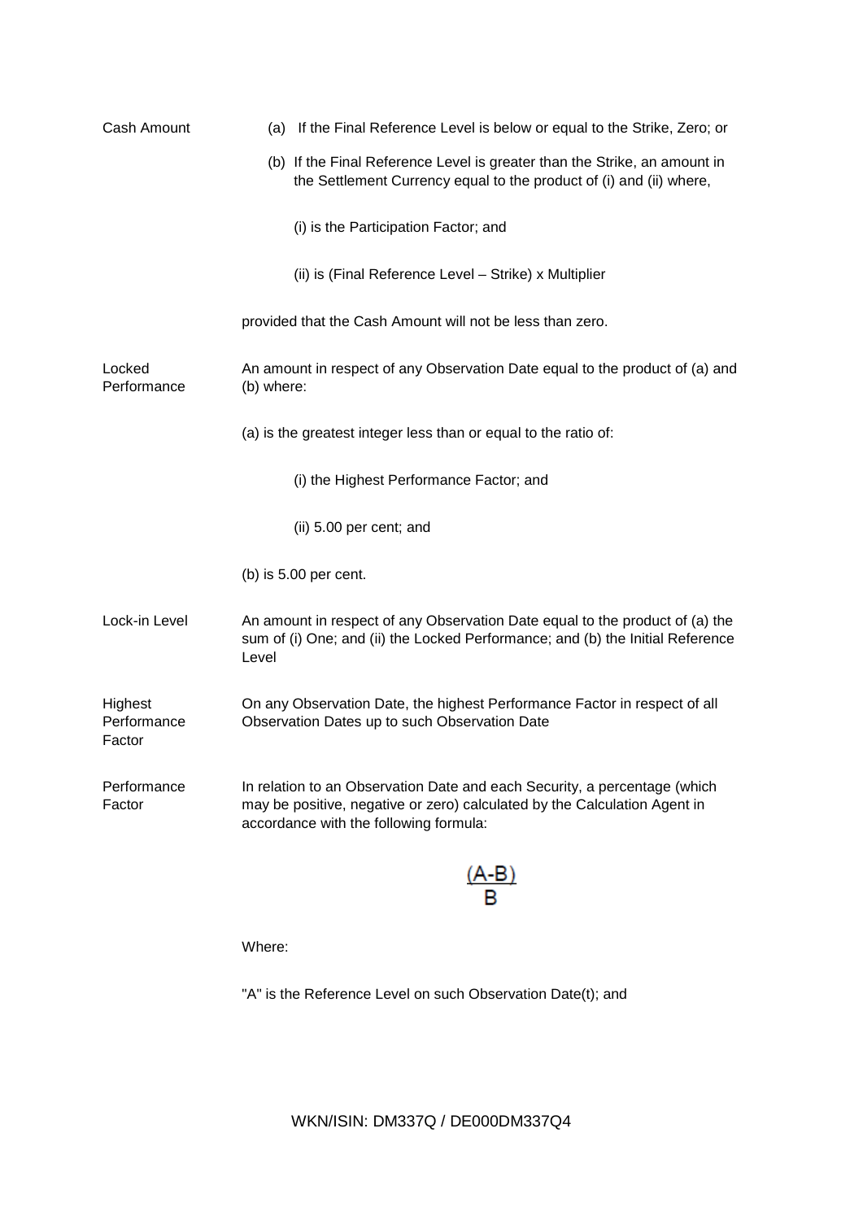| | |
|---|---|
| Cash Amount | (a) If the Final Reference Level is below or equal to the Strike, Zero; or<br><br>(b) If the Final Reference Level is greater than the Strike, an amount in the Settlement Currency equal to the product of (i) and (ii) where,<br><br>(i) is the Participation Factor; and<br><br>(ii) is (Final Reference Level – Strike) x Multiplier<br><br>provided that the Cash Amount will not be less than zero. |
| Locked Performance | An amount in respect of any Observation Date equal to the product of (a) and (b) where:<br><br>(a) is the greatest integer less than or equal to the ratio of:<br><br>(i) the Highest Performance Factor; and<br><br>(ii) 5.00 per cent; and<br><br>(b) is 5.00 per cent. |
| Lock-in Level | An amount in respect of any Observation Date equal to the product of (a) the sum of (i) One; and (ii) the Locked Performance; and (b) the Initial Reference Level |
| Highest Performance Factor | On any Observation Date, the highest Performance Factor in respect of all Observation Dates up to such Observation Date |
| Performance Factor | In relation to an Observation Date and each Security, a percentage (which may be positive, negative or zero) calculated by the Calculation Agent in accordance with the following formula:<br><br>$$\frac{(A-B)}{B}$$<br><br>Where:<br><br>"A" is the Reference Level on such Observation Date(t); and |

WKN/ISIN: DM337Q / DE000DM337Q4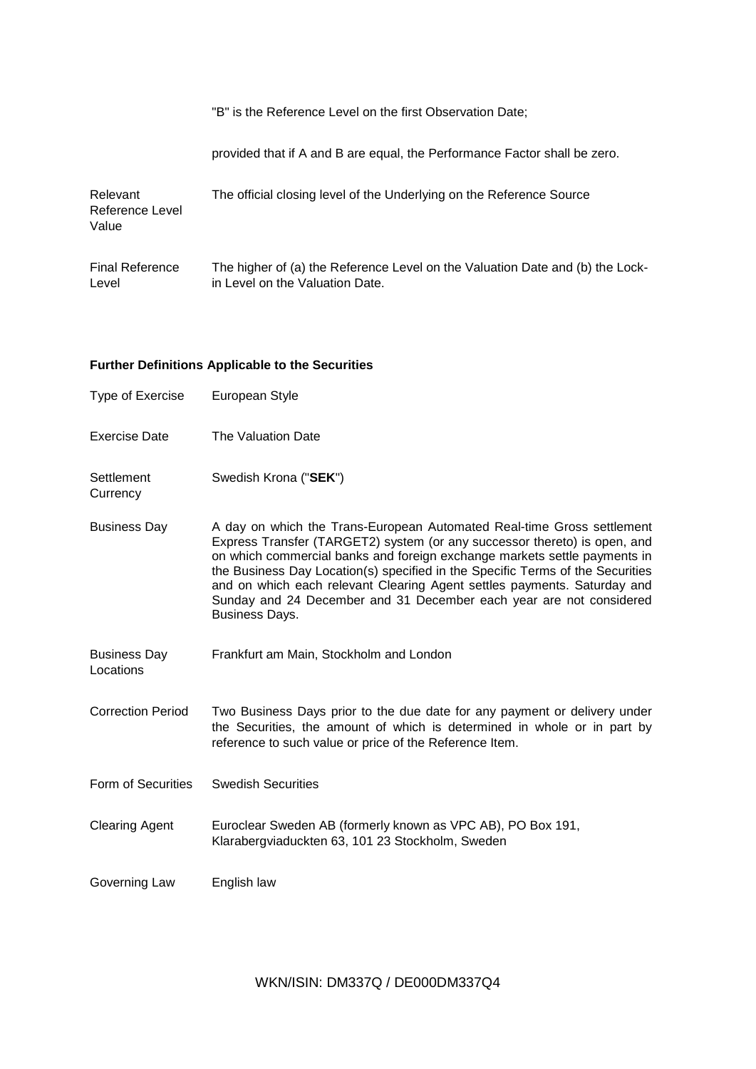| | |
|---|---|
| | "B" is the Reference Level on the first Observation Date; |
| | provided that if A and B are equal, the Performance Factor shall be zero. |
| Relevant Reference Level Value | The official closing level of the Underlying on the Reference Source |
| Final Reference Level | The higher of (a) the Reference Level on the Valuation Date and (b) the Lock-in Level on the Valuation Date. |

**Further Definitions Applicable to the Securities**

| | |
|---|---|
| Type of Exercise | European Style |
| Exercise Date | The Valuation Date |
| Settlement Currency | Swedish Krona ("**SEK**") |
| Business Day | A day on which the Trans-European Automated Real-time Gross settlement Express Transfer (TARGET2) system (or any successor thereto) is open, and on which commercial banks and foreign exchange markets settle payments in the Business Day Location(s) specified in the Specific Terms of the Securities and on which each relevant Clearing Agent settles payments. Saturday and Sunday and 24 December and 31 December each year are not considered Business Days. |
| Business Day Locations | Frankfurt am Main, Stockholm and London |
| Correction Period | Two Business Days prior to the due date for any payment or delivery under the Securities, the amount of which is determined in whole or in part by reference to such value or price of the Reference Item. |
| Form of Securities | Swedish Securities |
| Clearing Agent | Euroclear Sweden AB (formerly known as VPC AB), PO Box 191, Klarabergviaduckten 63, 101 23 Stockholm, Sweden |
| Governing Law | English law |

WKN/ISIN: DM337Q / DE000DM337Q4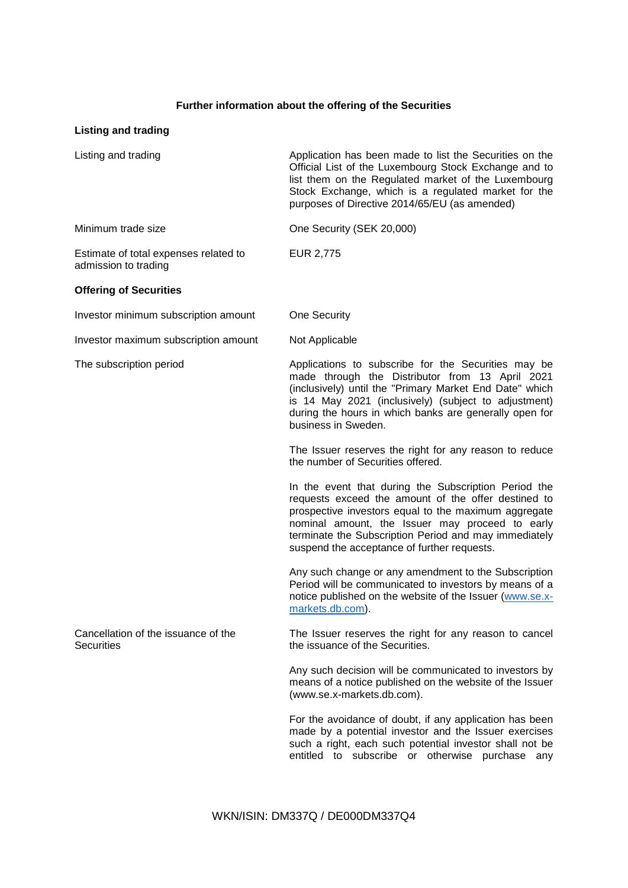## Further information about the offering of the Securities

### Listing and trading

| | |
|---|---|
| Listing and trading | Application has been made to list the Securities on the Official List of the Luxembourg Stock Exchange and to list them on the Regulated market of the Luxembourg Stock Exchange, which is a regulated market for the purposes of Directive 2014/65/EU (as amended) |
| Minimum trade size | One Security (SEK 20,000) |
| Estimate of total expenses related to admission to trading | EUR 2,775 |

### Offering of Securities

| | |
|---|---|
| Investor minimum subscription amount | One Security |
| Investor maximum subscription amount | Not Applicable |
| The subscription period | Applications to subscribe for the Securities may be made through the Distributor from 13 April 2021 (inclusively) until the "Primary Market End Date" which is 14 May 2021 (inclusively) (subject to adjustment) during the hours in which banks are generally open for business in Sweden.<br><br>The Issuer reserves the right for any reason to reduce the number of Securities offered.<br><br>In the event that during the Subscription Period the requests exceed the amount of the offer destined to prospective investors equal to the maximum aggregate nominal amount, the Issuer may proceed to early terminate the Subscription Period and may immediately suspend the acceptance of further requests.<br><br>Any such change or any amendment to the Subscription Period will be communicated to investors by means of a notice published on the website of the Issuer (www.se.x-markets.db.com). |
| Cancellation of the issuance of the Securities | The Issuer reserves the right for any reason to cancel the issuance of the Securities.<br><br>Any such decision will be communicated to investors by means of a notice published on the website of the Issuer (www.se.x-markets.db.com).<br><br>For the avoidance of doubt, if any application has been made by a potential investor and the Issuer exercises such a right, each such potential investor shall not be entitled to subscribe or otherwise purchase any |

WKN/ISIN: DM337Q / DE000DM337Q4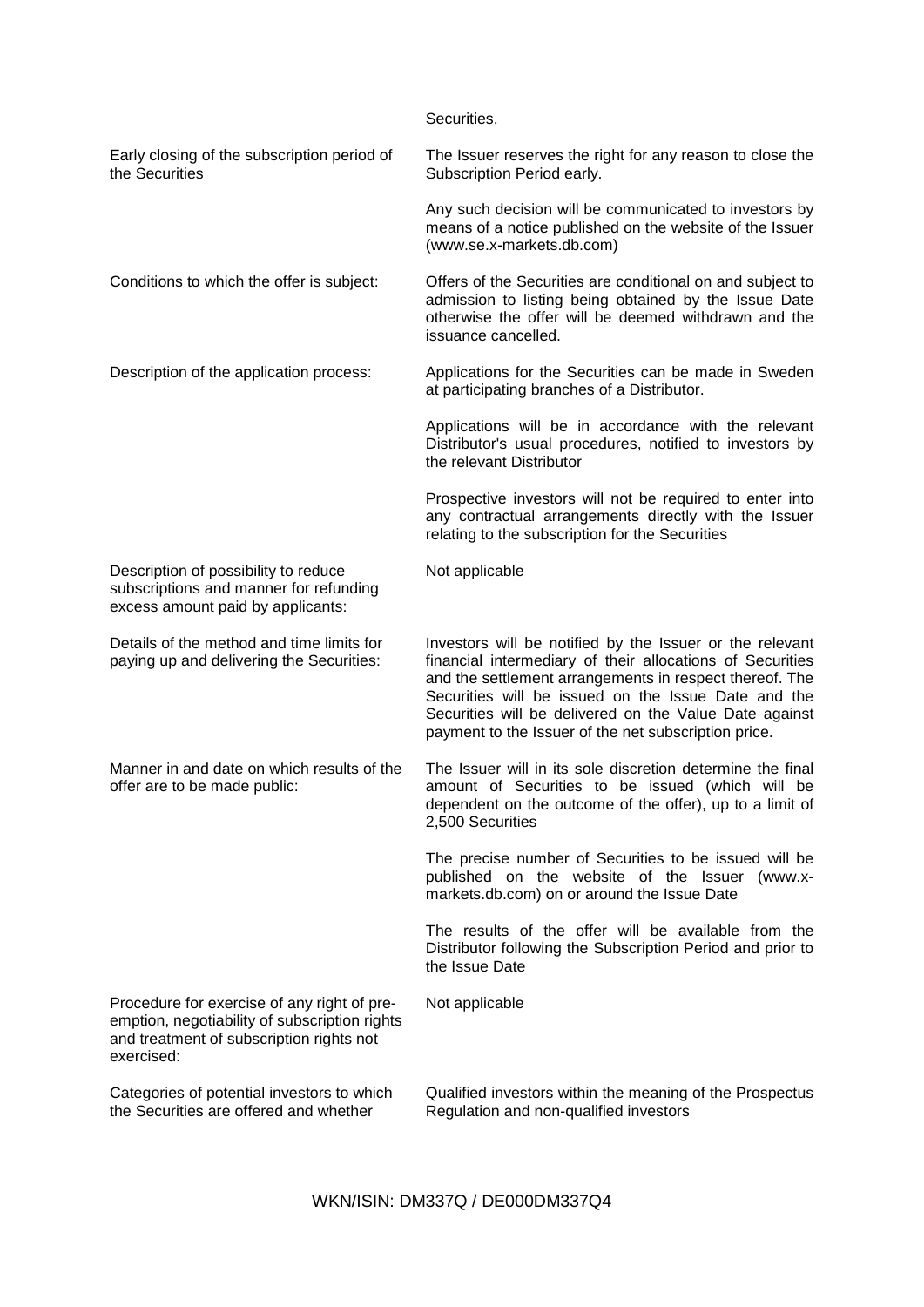| | |
|---|---|
| | Securities. |
| Early closing of the subscription period of the Securities | The Issuer reserves the right for any reason to close the Subscription Period early.<br><br>Any such decision will be communicated to investors by means of a notice published on the website of the Issuer (www.se.x-markets.db.com) |
| Conditions to which the offer is subject: | Offers of the Securities are conditional on and subject to admission to listing being obtained by the Issue Date otherwise the offer will be deemed withdrawn and the issuance cancelled. |
| Description of the application process: | Applications for the Securities can be made in Sweden at participating branches of a Distributor.<br><br>Applications will be in accordance with the relevant Distributor's usual procedures, notified to investors by the relevant Distributor<br><br>Prospective investors will not be required to enter into any contractual arrangements directly with the Issuer relating to the subscription for the Securities |
| Description of possibility to reduce subscriptions and manner for refunding excess amount paid by applicants: | Not applicable |
| Details of the method and time limits for paying up and delivering the Securities: | Investors will be notified by the Issuer or the relevant financial intermediary of their allocations of Securities and the settlement arrangements in respect thereof. The Securities will be issued on the Issue Date and the Securities will be delivered on the Value Date against payment to the Issuer of the net subscription price. |
| Manner in and date on which results of the offer are to be made public: | The Issuer will in its sole discretion determine the final amount of Securities to be issued (which will be dependent on the outcome of the offer), up to a limit of 2,500 Securities<br><br>The precise number of Securities to be issued will be published on the website of the Issuer (www.x-markets.db.com) on or around the Issue Date<br><br>The results of the offer will be available from the Distributor following the Subscription Period and prior to the Issue Date |
| Procedure for exercise of any right of pre-emption, negotiability of subscription rights and treatment of subscription rights not exercised: | Not applicable |
| Categories of potential investors to which the Securities are offered and whether | Qualified investors within the meaning of the Prospectus Regulation and non-qualified investors |

WKN/ISIN: DM337Q / DE000DM337Q4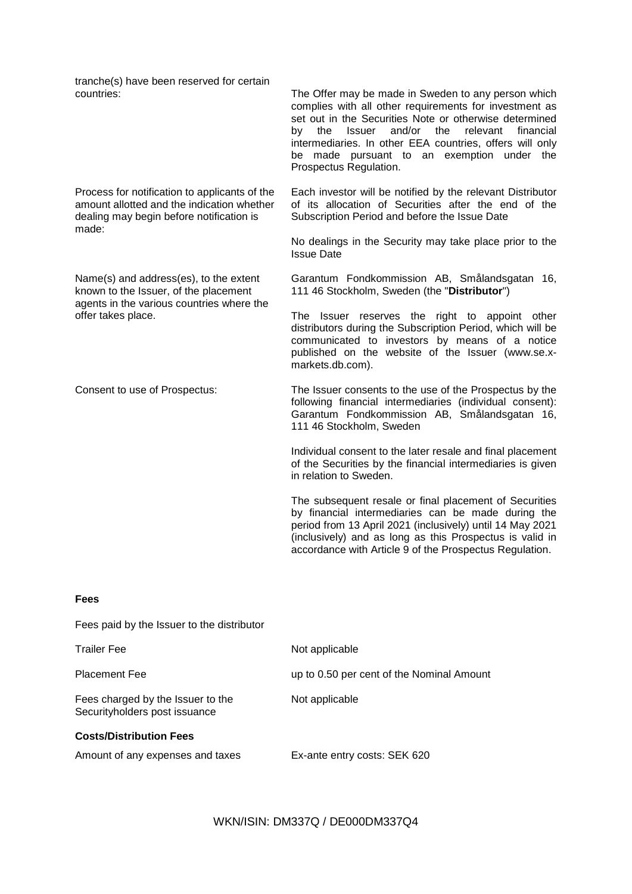| | |
|---|---|
| tranche(s) have been reserved for certain countries: | The Offer may be made in Sweden to any person which complies with all other requirements for investment as set out in the Securities Note or otherwise determined by the Issuer and/or the relevant financial intermediaries. In other EEA countries, offers will only be made pursuant to an exemption under the Prospectus Regulation. |
| Process for notification to applicants of the amount allotted and the indication whether dealing may begin before notification is made: | Each investor will be notified by the relevant Distributor of its allocation of Securities after the end of the Subscription Period and before the Issue Date<br><br>No dealings in the Security may take place prior to the Issue Date |
| Name(s) and address(es), to the extent known to the Issuer, of the placement agents in the various countries where the offer takes place. | Garantum Fondkommission AB, Smålandsgatan 16, 111 46 Stockholm, Sweden (the "**Distributor**")<br><br>The Issuer reserves the right to appoint other distributors during the Subscription Period, which will be communicated to investors by means of a notice published on the website of the Issuer (www.se.x-markets.db.com). |
| Consent to use of Prospectus: | The Issuer consents to the use of the Prospectus by the following financial intermediaries (individual consent): Garantum Fondkommission AB, Smålandsgatan 16, 111 46 Stockholm, Sweden<br><br>Individual consent to the later resale and final placement of the Securities by the financial intermediaries is given in relation to Sweden.<br><br>The subsequent resale or final placement of Securities by financial intermediaries can be made during the period from 13 April 2021 (inclusively) until 14 May 2021 (inclusively) and as long as this Prospectus is valid in accordance with Article 9 of the Prospectus Regulation. |

**Fees**

| | |
|---|---|
| Fees paid by the Issuer to the distributor | |
| Trailer Fee | Not applicable |
| Placement Fee | up to 0.50 per cent of the Nominal Amount |
| Fees charged by the Issuer to the Securityholders post issuance | Not applicable |

**Costs/Distribution Fees**

| | |
|---|---|
| Amount of any expenses and taxes | Ex-ante entry costs: SEK 620 |

WKN/ISIN: DM337Q / DE000DM337Q4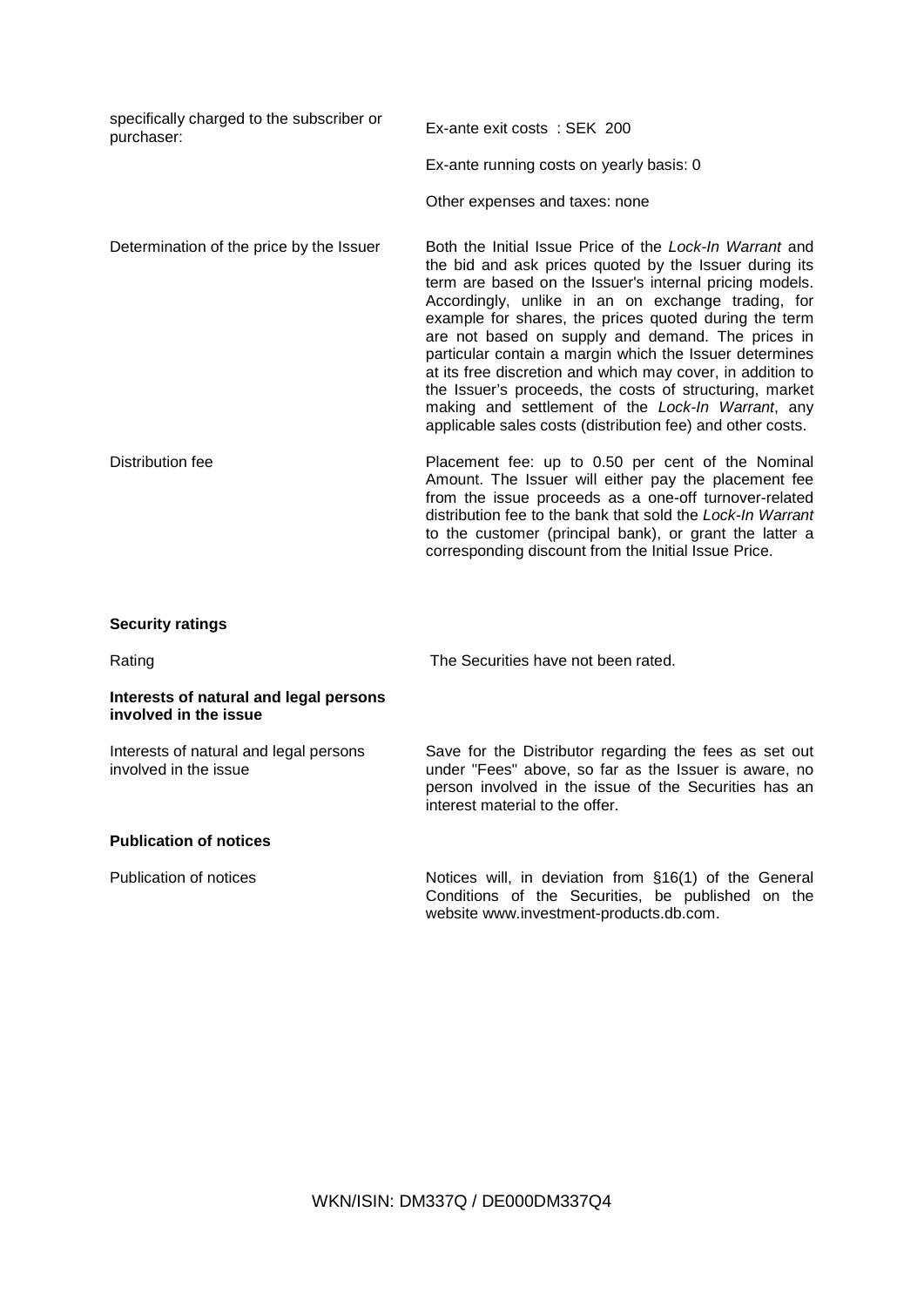| | |
|---|---|
| specifically charged to the subscriber or purchaser: | Ex-ante exit costs : SEK 200 |
| | Ex-ante running costs on yearly basis: 0 |
| | Other expenses and taxes: none |
| Determination of the price by the Issuer | Both the Initial Issue Price of the *Lock-In Warrant* and the bid and ask prices quoted by the Issuer during its term are based on the Issuer's internal pricing models. Accordingly, unlike in an on exchange trading, for example for shares, the prices quoted during the term are not based on supply and demand. The prices in particular contain a margin which the Issuer determines at its free discretion and which may cover, in addition to the Issuer's proceeds, the costs of structuring, market making and settlement of the *Lock-In Warrant*, any applicable sales costs (distribution fee) and other costs. |
| Distribution fee | Placement fee: up to 0.50 per cent of the Nominal Amount. The Issuer will either pay the placement fee from the issue proceeds as a one-off turnover-related distribution fee to the bank that sold the *Lock-In Warrant* to the customer (principal bank), or grant the latter a corresponding discount from the Initial Issue Price. |

**Security ratings**

| | |
|---|---|
| Rating | The Securities have not been rated. |

**Interests of natural and legal persons involved in the issue**

| | |
|---|---|
| Interests of natural and legal persons involved in the issue | Save for the Distributor regarding the fees as set out under "Fees" above, so far as the Issuer is aware, no person involved in the issue of the Securities has an interest material to the offer. |

**Publication of notices**

| | |
|---|---|
| Publication of notices | Notices will, in deviation from §16(1) of the General Conditions of the Securities, be published on the website www.investment-products.db.com. |

WKN/ISIN: DM337Q / DE000DM337Q4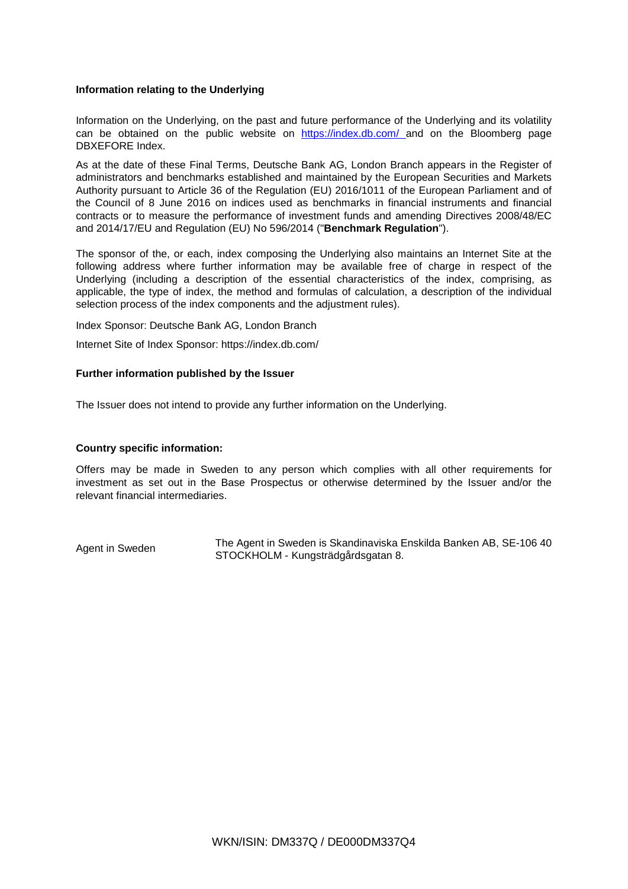**Information relating to the Underlying**

Information on the Underlying, on the past and future performance of the Underlying and its volatility can be obtained on the public website on https://index.db.com/ and on the Bloomberg page DBXEFORE Index.

As at the date of these Final Terms, Deutsche Bank AG, London Branch appears in the Register of administrators and benchmarks established and maintained by the European Securities and Markets Authority pursuant to Article 36 of the Regulation (EU) 2016/1011 of the European Parliament and of the Council of 8 June 2016 on indices used as benchmarks in financial instruments and financial contracts or to measure the performance of investment funds and amending Directives 2008/48/EC and 2014/17/EU and Regulation (EU) No 596/2014 ("**Benchmark Regulation**").

The sponsor of the, or each, index composing the Underlying also maintains an Internet Site at the following address where further information may be available free of charge in respect of the Underlying (including a description of the essential characteristics of the index, comprising, as applicable, the type of index, the method and formulas of calculation, a description of the individual selection process of the index components and the adjustment rules).

Index Sponsor: Deutsche Bank AG, London Branch

Internet Site of Index Sponsor: https://index.db.com/

**Further information published by the Issuer**

The Issuer does not intend to provide any further information on the Underlying.

**Country specific information:**

Offers may be made in Sweden to any person which complies with all other requirements for investment as set out in the Base Prospectus or otherwise determined by the Issuer and/or the relevant financial intermediaries.

| | |
|---|---|
| Agent in Sweden | The Agent in Sweden is Skandinaviska Enskilda Banken AB, SE-106 40 STOCKHOLM - Kungsträdgårdsgatan 8. |

WKN/ISIN: DM337Q / DE000DM337Q4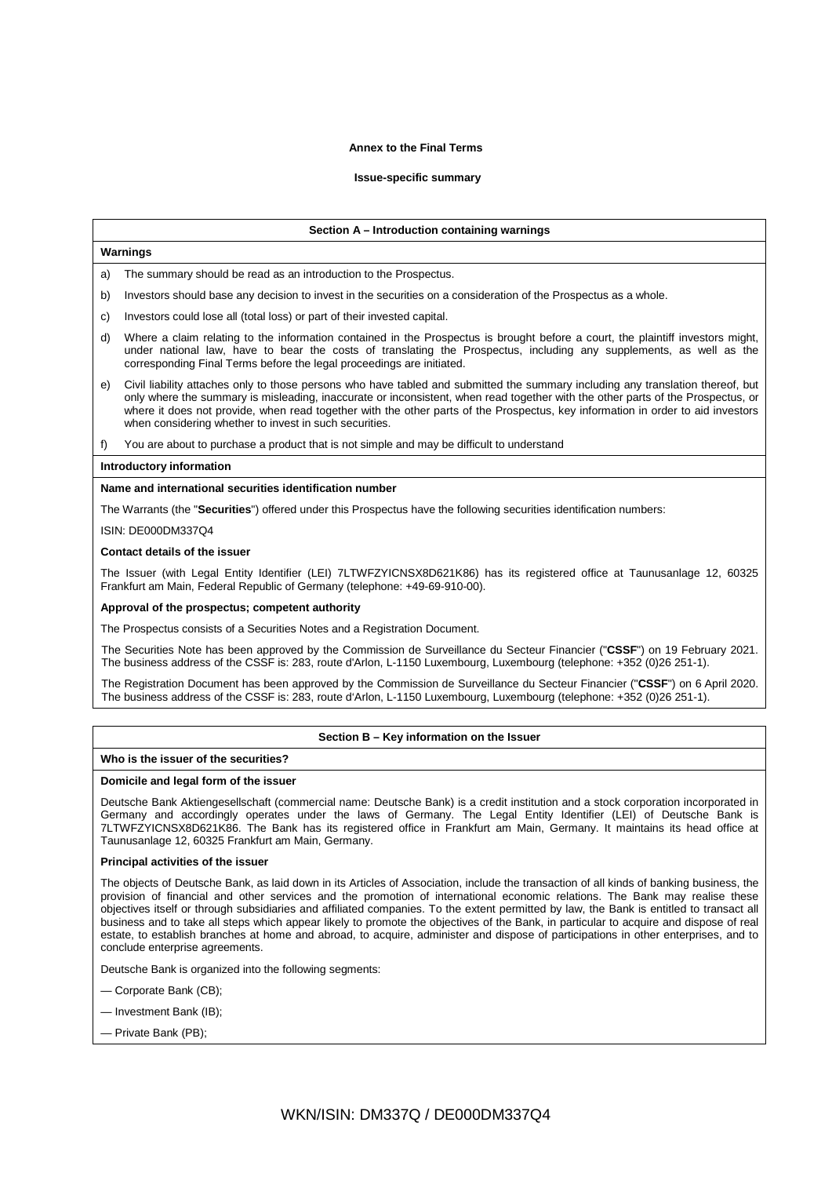**Annex to the Final Terms**

**Issue-specific summary**

## Section A – Introduction containing warnings

**Warnings**

a) The summary should be read as an introduction to the Prospectus.

b) Investors should base any decision to invest in the securities on a consideration of the Prospectus as a whole.

c) Investors could lose all (total loss) or part of their invested capital.

d) Where a claim relating to the information contained in the Prospectus is brought before a court, the plaintiff investors might, under national law, have to bear the costs of translating the Prospectus, including any supplements, as well as the corresponding Final Terms before the legal proceedings are initiated.

e) Civil liability attaches only to those persons who have tabled and submitted the summary including any translation thereof, but only where the summary is misleading, inaccurate or inconsistent, when read together with the other parts of the Prospectus, or where it does not provide, when read together with the other parts of the Prospectus, key information in order to aid investors when considering whether to invest in such securities.

f) You are about to purchase a product that is not simple and may be difficult to understand

**Introductory information**

**Name and international securities identification number**

The Warrants (the "**Securities**") offered under this Prospectus have the following securities identification numbers:

ISIN: DE000DM337Q4

**Contact details of the issuer**

The Issuer (with Legal Entity Identifier (LEI) 7LTWFZYICNSX8D621K86) has its registered office at Taunusanlage 12, 60325 Frankfurt am Main, Federal Republic of Germany (telephone: +49-69-910-00).

**Approval of the prospectus; competent authority**

The Prospectus consists of a Securities Notes and a Registration Document.

The Securities Note has been approved by the Commission de Surveillance du Secteur Financier ("**CSSF**") on 19 February 2021. The business address of the CSSF is: 283, route d'Arlon, L-1150 Luxembourg, Luxembourg (telephone: +352 (0)26 251-1).

The Registration Document has been approved by the Commission de Surveillance du Secteur Financier ("**CSSF**") on 6 April 2020. The business address of the CSSF is: 283, route d'Arlon, L-1150 Luxembourg, Luxembourg (telephone: +352 (0)26 251-1).

## Section B – Key information on the Issuer

**Who is the issuer of the securities?**

**Domicile and legal form of the issuer**

Deutsche Bank Aktiengesellschaft (commercial name: Deutsche Bank) is a credit institution and a stock corporation incorporated in Germany and accordingly operates under the laws of Germany. The Legal Entity Identifier (LEI) of Deutsche Bank is 7LTWFZYICNSX8D621K86. The Bank has its registered office in Frankfurt am Main, Germany. It maintains its head office at Taunusanlage 12, 60325 Frankfurt am Main, Germany.

**Principal activities of the issuer**

The objects of Deutsche Bank, as laid down in its Articles of Association, include the transaction of all kinds of banking business, the provision of financial and other services and the promotion of international economic relations. The Bank may realise these objectives itself or through subsidiaries and affiliated companies. To the extent permitted by law, the Bank is entitled to transact all business and to take all steps which appear likely to promote the objectives of the Bank, in particular to acquire and dispose of real estate, to establish branches at home and abroad, to acquire, administer and dispose of participations in other enterprises, and to conclude enterprise agreements.

Deutsche Bank is organized into the following segments:

— Corporate Bank (CB);

— Investment Bank (IB);

— Private Bank (PB);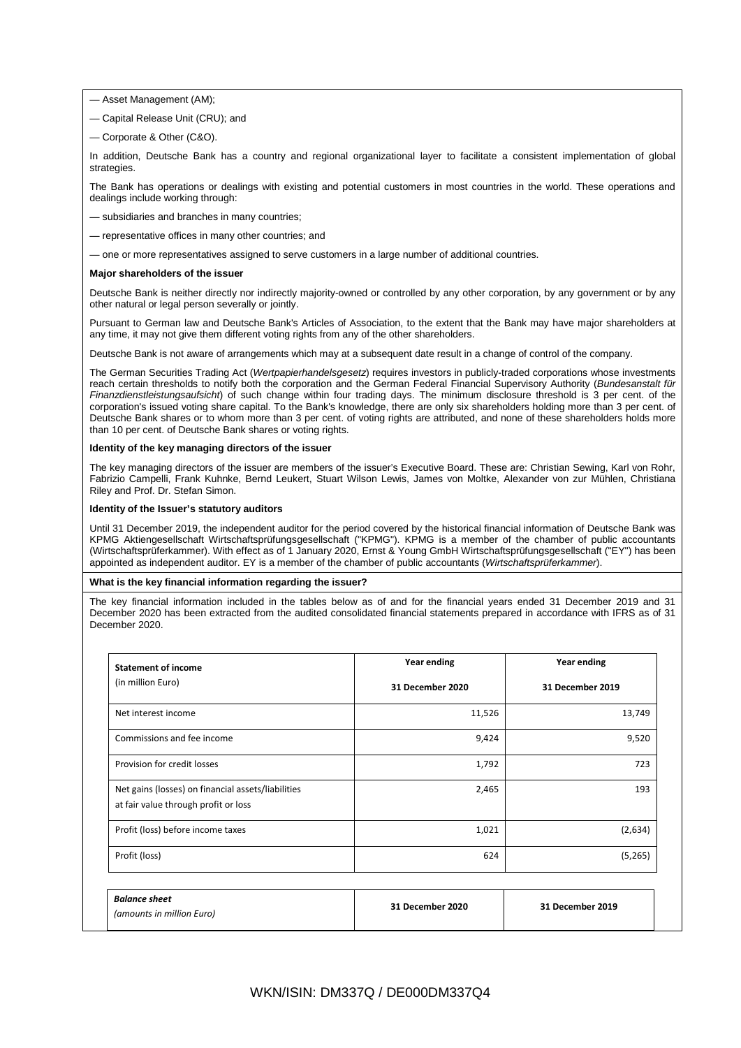— Asset Management (AM);

— Capital Release Unit (CRU); and

— Corporate & Other (C&O).

In addition, Deutsche Bank has a country and regional organizational layer to facilitate a consistent implementation of global strategies.

The Bank has operations or dealings with existing and potential customers in most countries in the world. These operations and dealings include working through:

— subsidiaries and branches in many countries;

— representative offices in many other countries; and

— one or more representatives assigned to serve customers in a large number of additional countries.

**Major shareholders of the issuer**

Deutsche Bank is neither directly nor indirectly majority-owned or controlled by any other corporation, by any government or by any other natural or legal person severally or jointly.

Pursuant to German law and Deutsche Bank's Articles of Association, to the extent that the Bank may have major shareholders at any time, it may not give them different voting rights from any of the other shareholders.

Deutsche Bank is not aware of arrangements which may at a subsequent date result in a change of control of the company.

The German Securities Trading Act (*Wertpapierhandelsgesetz*) requires investors in publicly-traded corporations whose investments reach certain thresholds to notify both the corporation and the German Federal Financial Supervisory Authority (*Bundesanstalt für Finanzdienstleistungsaufsicht*) of such change within four trading days. The minimum disclosure threshold is 3 per cent. of the corporation's issued voting share capital. To the Bank's knowledge, there are only six shareholders holding more than 3 per cent. of Deutsche Bank shares or to whom more than 3 per cent. of voting rights are attributed, and none of these shareholders holds more than 10 per cent. of Deutsche Bank shares or voting rights.

**Identity of the key managing directors of the issuer**

The key managing directors of the issuer are members of the issuer's Executive Board. These are: Christian Sewing, Karl von Rohr, Fabrizio Campelli, Frank Kuhnke, Bernd Leukert, Stuart Wilson Lewis, James von Moltke, Alexander von zur Mühlen, Christiana Riley and Prof. Dr. Stefan Simon.

**Identity of the Issuer's statutory auditors**

Until 31 December 2019, the independent auditor for the period covered by the historical financial information of Deutsche Bank was KPMG Aktiengesellschaft Wirtschaftsprüfungsgesellschaft ("KPMG"). KPMG is a member of the chamber of public accountants (Wirtschaftsprüferkammer). With effect as of 1 January 2020, Ernst & Young GmbH Wirtschaftsprüfungsgesellschaft ("EY") has been appointed as independent auditor. EY is a member of the chamber of public accountants (*Wirtschaftsprüferkammer*).

**What is the key financial information regarding the issuer?**

The key financial information included in the tables below as of and for the financial years ended 31 December 2019 and 31 December 2020 has been extracted from the audited consolidated financial statements prepared in accordance with IFRS as of 31 December 2020.

| **Statement of income** (in million Euro) | **Year ending 31 December 2020** | **Year ending 31 December 2019** |
|---|---|---|
| Net interest income | 11,526 | 13,749 |
| Commissions and fee income | 9,424 | 9,520 |
| Provision for credit losses | 1,792 | 723 |
| Net gains (losses) on financial assets/liabilities at fair value through profit or loss | 2,465 | 193 |
| Profit (loss) before income taxes | 1,021 | (2,634) |
| Profit (loss) | 624 | (5,265) |

| ***Balance sheet*** *(amounts in million Euro)* | **31 December 2020** | **31 December 2019** |
|---|---|---|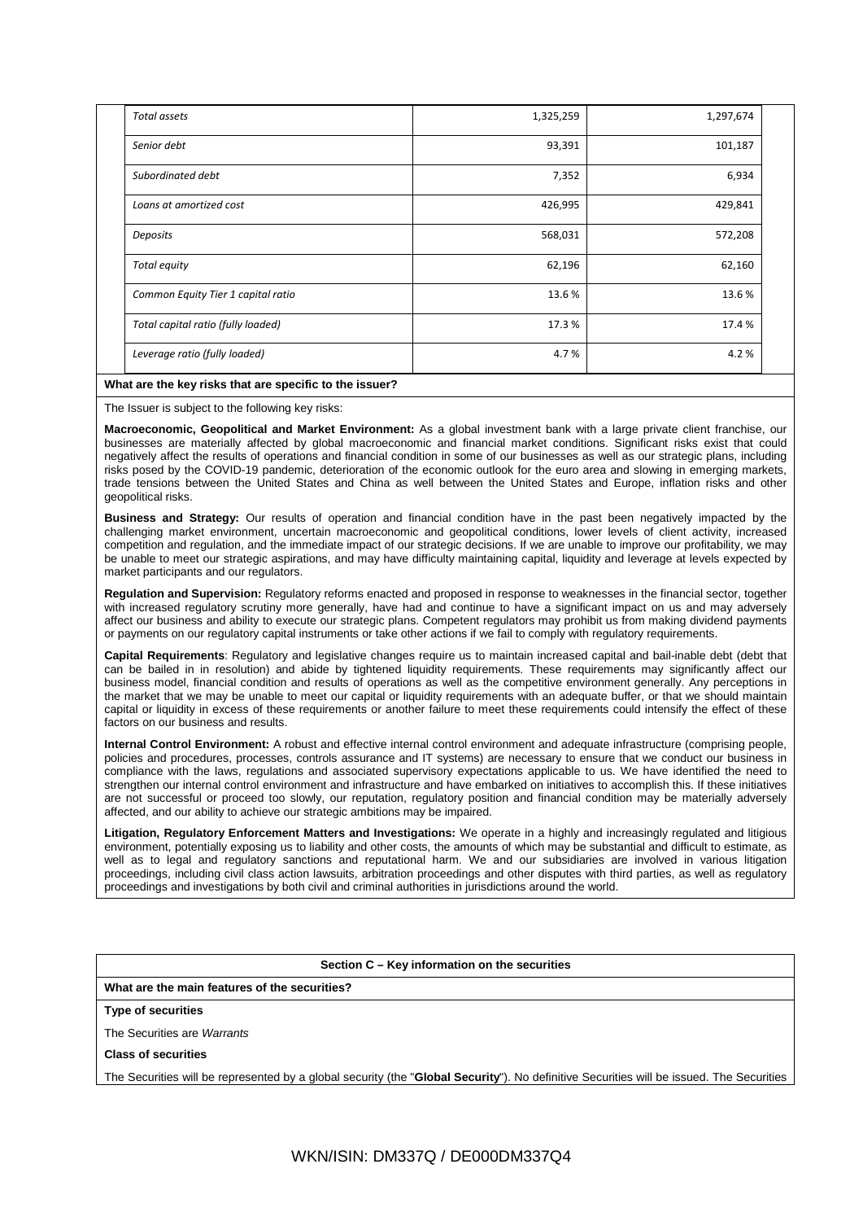| | | |
|---|---|---|
| *Total assets* | 1,325,259 | 1,297,674 |
| *Senior debt* | 93,391 | 101,187 |
| *Subordinated debt* | 7,352 | 6,934 |
| *Loans at amortized cost* | 426,995 | 429,841 |
| *Deposits* | 568,031 | 572,208 |
| *Total equity* | 62,196 | 62,160 |
| *Common Equity Tier 1 capital ratio* | 13.6 % | 13.6 % |
| *Total capital ratio (fully loaded)* | 17.3 % | 17.4 % |
| *Leverage ratio (fully loaded)* | 4.7 % | 4.2 % |

**What are the key risks that are specific to the issuer?**

The Issuer is subject to the following key risks:

**Macroeconomic, Geopolitical and Market Environment:** As a global investment bank with a large private client franchise, our businesses are materially affected by global macroeconomic and financial market conditions. Significant risks exist that could negatively affect the results of operations and financial condition in some of our businesses as well as our strategic plans, including risks posed by the COVID-19 pandemic, deterioration of the economic outlook for the euro area and slowing in emerging markets, trade tensions between the United States and China as well between the United States and Europe, inflation risks and other geopolitical risks.

**Business and Strategy:** Our results of operation and financial condition have in the past been negatively impacted by the challenging market environment, uncertain macroeconomic and geopolitical conditions, lower levels of client activity, increased competition and regulation, and the immediate impact of our strategic decisions. If we are unable to improve our profitability, we may be unable to meet our strategic aspirations, and may have difficulty maintaining capital, liquidity and leverage at levels expected by market participants and our regulators.

**Regulation and Supervision:** Regulatory reforms enacted and proposed in response to weaknesses in the financial sector, together with increased regulatory scrutiny more generally, have had and continue to have a significant impact on us and may adversely affect our business and ability to execute our strategic plans. Competent regulators may prohibit us from making dividend payments or payments on our regulatory capital instruments or take other actions if we fail to comply with regulatory requirements.

**Capital Requirements**: Regulatory and legislative changes require us to maintain increased capital and bail-inable debt (debt that can be bailed in in resolution) and abide by tightened liquidity requirements. These requirements may significantly affect our business model, financial condition and results of operations as well as the competitive environment generally. Any perceptions in the market that we may be unable to meet our capital or liquidity requirements with an adequate buffer, or that we should maintain capital or liquidity in excess of these requirements or another failure to meet these requirements could intensify the effect of these factors on our business and results.

**Internal Control Environment:** A robust and effective internal control environment and adequate infrastructure (comprising people, policies and procedures, processes, controls assurance and IT systems) are necessary to ensure that we conduct our business in compliance with the laws, regulations and associated supervisory expectations applicable to us. We have identified the need to strengthen our internal control environment and infrastructure and have embarked on initiatives to accomplish this. If these initiatives are not successful or proceed too slowly, our reputation, regulatory position and financial condition may be materially adversely affected, and our ability to achieve our strategic ambitions may be impaired.

**Litigation, Regulatory Enforcement Matters and Investigations:** We operate in a highly and increasingly regulated and litigious environment, potentially exposing us to liability and other costs, the amounts of which may be substantial and difficult to estimate, as well as to legal and regulatory sanctions and reputational harm. We and our subsidiaries are involved in various litigation proceedings, including civil class action lawsuits, arbitration proceedings and other disputes with third parties, as well as regulatory proceedings and investigations by both civil and criminal authorities in jurisdictions around the world.

**Section C – Key information on the securities**

**What are the main features of the securities?**

**Type of securities**

The Securities are *Warrants*

**Class of securities**

The Securities will be represented by a global security (the "**Global Security**"). No definitive Securities will be issued. The Securities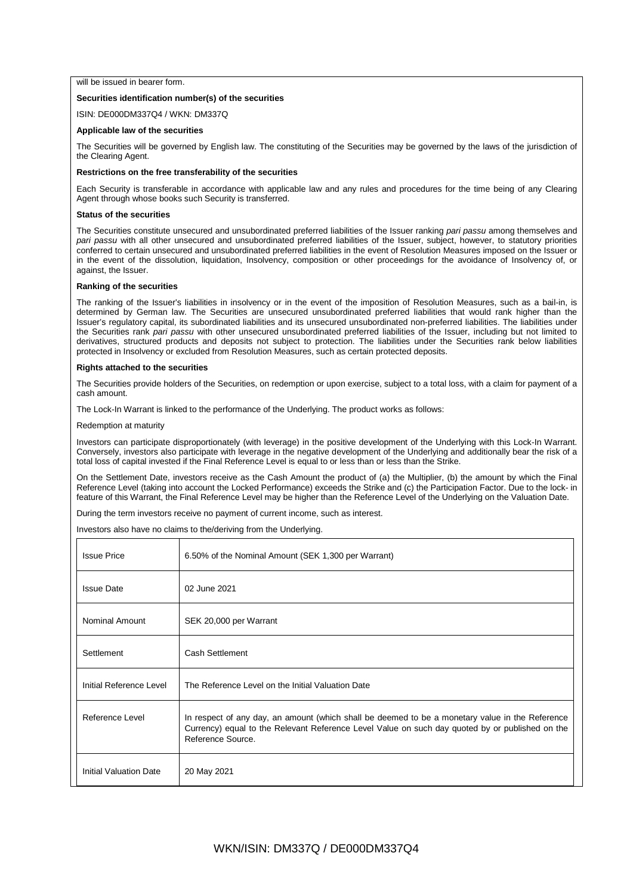will be issued in bearer form.

**Securities identification number(s) of the securities**

ISIN: DE000DM337Q4 / WKN: DM337Q

**Applicable law of the securities**

The Securities will be governed by English law. The constituting of the Securities may be governed by the laws of the jurisdiction of the Clearing Agent.

**Restrictions on the free transferability of the securities**

Each Security is transferable in accordance with applicable law and any rules and procedures for the time being of any Clearing Agent through whose books such Security is transferred.

**Status of the securities**

The Securities constitute unsecured and unsubordinated preferred liabilities of the Issuer ranking *pari passu* among themselves and *pari passu* with all other unsecured and unsubordinated preferred liabilities of the Issuer, subject, however, to statutory priorities conferred to certain unsecured and unsubordinated preferred liabilities in the event of Resolution Measures imposed on the Issuer or in the event of the dissolution, liquidation, Insolvency, composition or other proceedings for the avoidance of Insolvency of, or against, the Issuer.

**Ranking of the securities**

The ranking of the Issuer's liabilities in insolvency or in the event of the imposition of Resolution Measures, such as a bail-in, is determined by German law. The Securities are unsecured unsubordinated preferred liabilities that would rank higher than the Issuer's regulatory capital, its subordinated liabilities and its unsecured unsubordinated non-preferred liabilities. The liabilities under the Securities rank *pari passu* with other unsecured unsubordinated preferred liabilities of the Issuer, including but not limited to derivatives, structured products and deposits not subject to protection. The liabilities under the Securities rank below liabilities protected in Insolvency or excluded from Resolution Measures, such as certain protected deposits.

**Rights attached to the securities**

The Securities provide holders of the Securities, on redemption or upon exercise, subject to a total loss, with a claim for payment of a cash amount.

The Lock-In Warrant is linked to the performance of the Underlying. The product works as follows:

Redemption at maturity

Investors can participate disproportionately (with leverage) in the positive development of the Underlying with this Lock-In Warrant. Conversely, investors also participate with leverage in the negative development of the Underlying and additionally bear the risk of a total loss of capital invested if the Final Reference Level is equal to or less than or less than the Strike.

On the Settlement Date, investors receive as the Cash Amount the product of (a) the Multiplier, (b) the amount by which the Final Reference Level (taking into account the Locked Performance) exceeds the Strike and (c) the Participation Factor. Due to the lock- in feature of this Warrant, the Final Reference Level may be higher than the Reference Level of the Underlying on the Valuation Date.

During the term investors receive no payment of current income, such as interest.

Investors also have no claims to the/deriving from the Underlying.

| | |
|---|---|
| Issue Price | 6.50% of the Nominal Amount (SEK 1,300 per Warrant) |
| Issue Date | 02 June 2021 |
| Nominal Amount | SEK 20,000 per Warrant |
| Settlement | Cash Settlement |
| Initial Reference Level | The Reference Level on the Initial Valuation Date |
| Reference Level | In respect of any day, an amount (which shall be deemed to be a monetary value in the Reference Currency) equal to the Relevant Reference Level Value on such day quoted by or published on the Reference Source. |
| Initial Valuation Date | 20 May 2021 |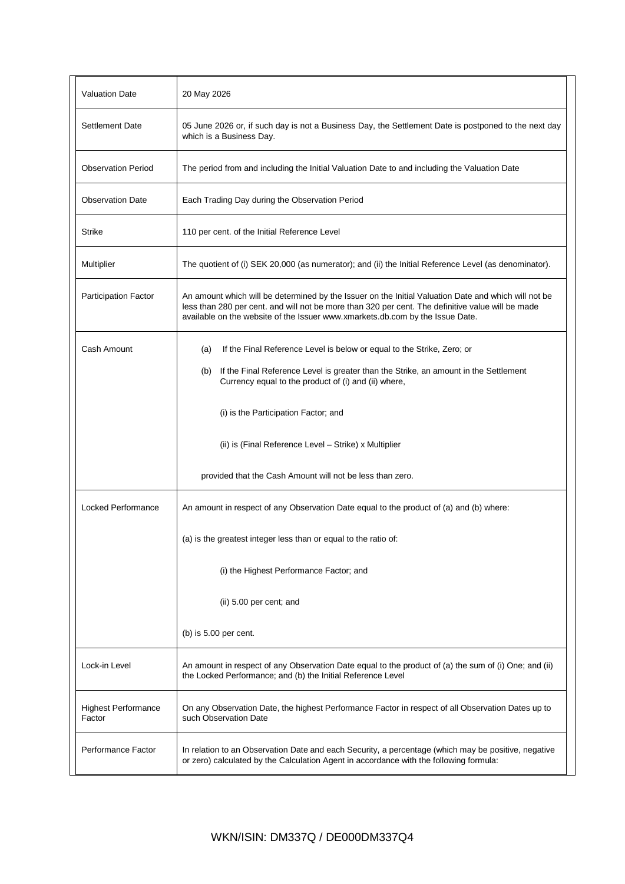| | |
|---|---|
| Valuation Date | 20 May 2026 |
| Settlement Date | 05 June 2026 or, if such day is not a Business Day, the Settlement Date is postponed to the next day which is a Business Day. |
| Observation Period | The period from and including the Initial Valuation Date to and including the Valuation Date |
| Observation Date | Each Trading Day during the Observation Period |
| Strike | 110 per cent. of the Initial Reference Level |
| Multiplier | The quotient of (i) SEK 20,000 (as numerator); and (ii) the Initial Reference Level (as denominator). |
| Participation Factor | An amount which will be determined by the Issuer on the Initial Valuation Date and which will not be less than 280 per cent. and will not be more than 320 per cent. The definitive value will be made available on the website of the Issuer www.xmarkets.db.com by the Issue Date. |
| Cash Amount | (a) If the Final Reference Level is below or equal to the Strike, Zero; or<br><br>(b) If the Final Reference Level is greater than the Strike, an amount in the Settlement Currency equal to the product of (i) and (ii) where,<br><br>(i) is the Participation Factor; and<br><br>(ii) is (Final Reference Level – Strike) x Multiplier<br><br>provided that the Cash Amount will not be less than zero. |
| Locked Performance | An amount in respect of any Observation Date equal to the product of (a) and (b) where:<br><br>(a) is the greatest integer less than or equal to the ratio of:<br><br>(i) the Highest Performance Factor; and<br><br>(ii) 5.00 per cent; and<br><br>(b) is 5.00 per cent. |
| Lock-in Level | An amount in respect of any Observation Date equal to the product of (a) the sum of (i) One; and (ii) the Locked Performance; and (b) the Initial Reference Level |
| Highest Performance Factor | On any Observation Date, the highest Performance Factor in respect of all Observation Dates up to such Observation Date |
| Performance Factor | In relation to an Observation Date and each Security, a percentage (which may be positive, negative or zero) calculated by the Calculation Agent in accordance with the following formula: |

WKN/ISIN: DM337Q / DE000DM337Q4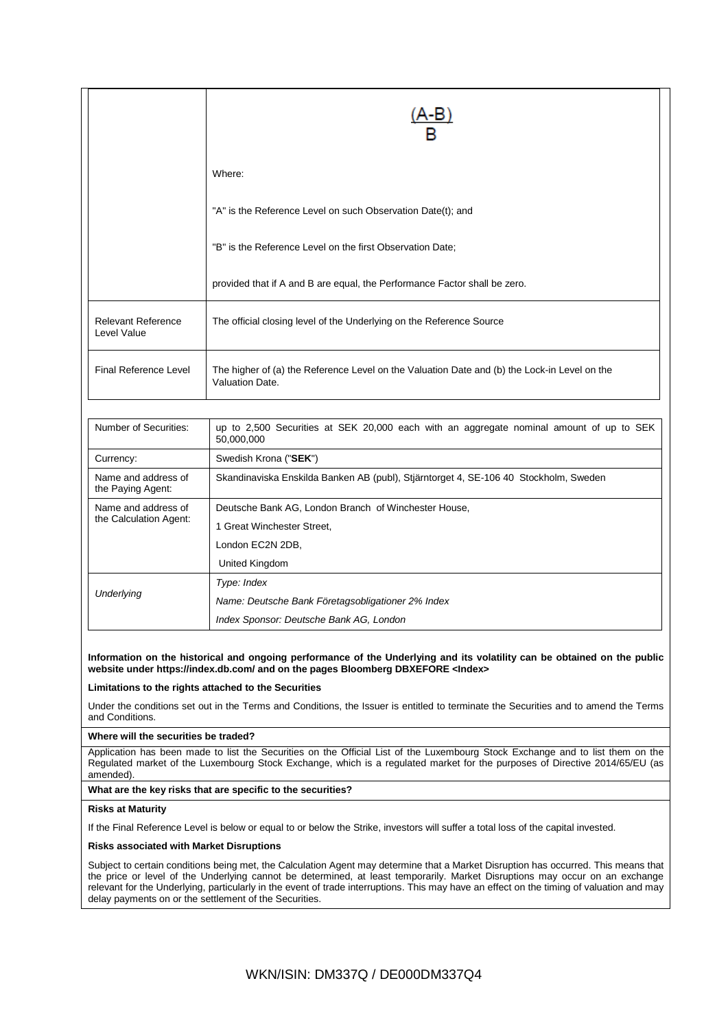| | $$\frac{(A-B)}{B}$$ Where: "A" is the Reference Level on such Observation Date(t); and "B" is the Reference Level on the first Observation Date; provided that if A and B are equal, the Performance Factor shall be zero. |
|---|---|
| Relevant Reference Level Value | The official closing level of the Underlying on the Reference Source |
| Final Reference Level | The higher of (a) the Reference Level on the Valuation Date and (b) the Lock-in Level on the Valuation Date. |

| Number of Securities: | up to 2,500 Securities at SEK 20,000 each with an aggregate nominal amount of up to SEK 50,000,000 |
|---|---|
| Currency: | Swedish Krona ("**SEK**") |
| Name and address of the Paying Agent: | Skandinaviska Enskilda Banken AB (publ), Stjärntorget 4, SE-106 40 Stockholm, Sweden |
| Name and address of the Calculation Agent: | Deutsche Bank AG, London Branch of Winchester House, 1 Great Winchester Street, London EC2N 2DB, United Kingdom |
| *Underlying* | *Type: Index* *Name: Deutsche Bank Företagsobligationer 2% Index* *Index Sponsor: Deutsche Bank AG, London* |

**Information on the historical and ongoing performance of the Underlying and its volatility can be obtained on the public website under https://index.db.com/ and on the pages Bloomberg DBXEFORE <Index>**

**Limitations to the rights attached to the Securities**

Under the conditions set out in the Terms and Conditions, the Issuer is entitled to terminate the Securities and to amend the Terms and Conditions.

**Where will the securities be traded?**

Application has been made to list the Securities on the Official List of the Luxembourg Stock Exchange and to list them on the Regulated market of the Luxembourg Stock Exchange, which is a regulated market for the purposes of Directive 2014/65/EU (as amended).

**What are the key risks that are specific to the securities?**

**Risks at Maturity**

If the Final Reference Level is below or equal to or below the Strike, investors will suffer a total loss of the capital invested.

**Risks associated with Market Disruptions**

Subject to certain conditions being met, the Calculation Agent may determine that a Market Disruption has occurred. This means that the price or level of the Underlying cannot be determined, at least temporarily. Market Disruptions may occur on an exchange relevant for the Underlying, particularly in the event of trade interruptions. This may have an effect on the timing of valuation and may delay payments on or the settlement of the Securities.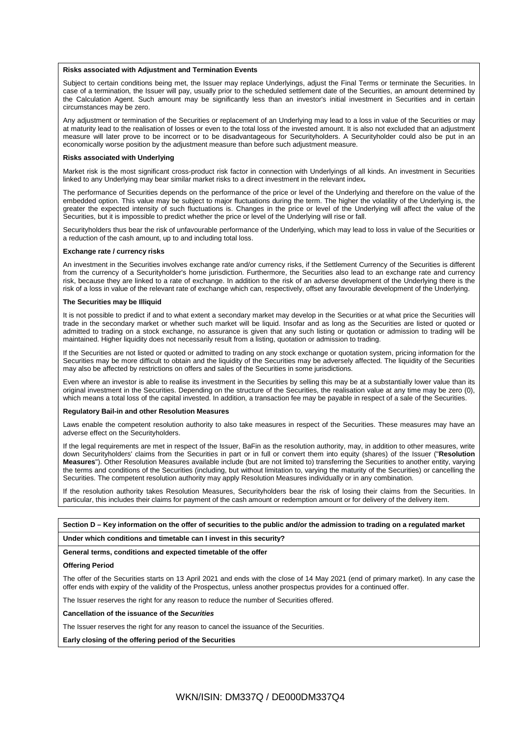**Risks associated with Adjustment and Termination Events**

Subject to certain conditions being met, the Issuer may replace Underlyings, adjust the Final Terms or terminate the Securities. In case of a termination, the Issuer will pay, usually prior to the scheduled settlement date of the Securities, an amount determined by the Calculation Agent. Such amount may be significantly less than an investor's initial investment in Securities and in certain circumstances may be zero.

Any adjustment or termination of the Securities or replacement of an Underlying may lead to a loss in value of the Securities or may at maturity lead to the realisation of losses or even to the total loss of the invested amount. It is also not excluded that an adjustment measure will later prove to be incorrect or to be disadvantageous for Securityholders. A Securityholder could also be put in an economically worse position by the adjustment measure than before such adjustment measure.

**Risks associated with Underlying**

Market risk is the most significant cross-product risk factor in connection with Underlyings of all kinds. An investment in Securities linked to any Underlying may bear similar market risks to a direct investment in the relevant index**.**

The performance of Securities depends on the performance of the price or level of the Underlying and therefore on the value of the embedded option. This value may be subject to major fluctuations during the term. The higher the volatility of the Underlying is, the greater the expected intensity of such fluctuations is. Changes in the price or level of the Underlying will affect the value of the Securities, but it is impossible to predict whether the price or level of the Underlying will rise or fall.

Securityholders thus bear the risk of unfavourable performance of the Underlying, which may lead to loss in value of the Securities or a reduction of the cash amount, up to and including total loss.

**Exchange rate / currency risks**

An investment in the Securities involves exchange rate and/or currency risks, if the Settlement Currency of the Securities is different from the currency of a Securityholder's home jurisdiction. Furthermore, the Securities also lead to an exchange rate and currency risk, because they are linked to a rate of exchange. In addition to the risk of an adverse development of the Underlying there is the risk of a loss in value of the relevant rate of exchange which can, respectively, offset any favourable development of the Underlying.

**The Securities may be Illiquid**

It is not possible to predict if and to what extent a secondary market may develop in the Securities or at what price the Securities will trade in the secondary market or whether such market will be liquid. Insofar and as long as the Securities are listed or quoted or admitted to trading on a stock exchange, no assurance is given that any such listing or quotation or admission to trading will be maintained. Higher liquidity does not necessarily result from a listing, quotation or admission to trading.

If the Securities are not listed or quoted or admitted to trading on any stock exchange or quotation system, pricing information for the Securities may be more difficult to obtain and the liquidity of the Securities may be adversely affected. The liquidity of the Securities may also be affected by restrictions on offers and sales of the Securities in some jurisdictions.

Even where an investor is able to realise its investment in the Securities by selling this may be at a substantially lower value than its original investment in the Securities. Depending on the structure of the Securities, the realisation value at any time may be zero (0), which means a total loss of the capital invested. In addition, a transaction fee may be payable in respect of a sale of the Securities.

**Regulatory Bail-in and other Resolution Measures**

Laws enable the competent resolution authority to also take measures in respect of the Securities. These measures may have an adverse effect on the Securityholders.

If the legal requirements are met in respect of the Issuer, BaFin as the resolution authority, may, in addition to other measures, write down Securityholders' claims from the Securities in part or in full or convert them into equity (shares) of the Issuer ("**Resolution Measures**"). Other Resolution Measures available include (but are not limited to) transferring the Securities to another entity, varying the terms and conditions of the Securities (including, but without limitation to, varying the maturity of the Securities) or cancelling the Securities. The competent resolution authority may apply Resolution Measures individually or in any combination.

If the resolution authority takes Resolution Measures, Securityholders bear the risk of losing their claims from the Securities. In particular, this includes their claims for payment of the cash amount or redemption amount or for delivery of the delivery item.

**Section D – Key information on the offer of securities to the public and/or the admission to trading on a regulated market**

**Under which conditions and timetable can I invest in this security?**

**General terms, conditions and expected timetable of the offer**

**Offering Period**

The offer of the Securities starts on 13 April 2021 and ends with the close of 14 May 2021 (end of primary market). In any case the offer ends with expiry of the validity of the Prospectus, unless another prospectus provides for a continued offer.

The Issuer reserves the right for any reason to reduce the number of Securities offered.

**Cancellation of the issuance of the *Securities***

The Issuer reserves the right for any reason to cancel the issuance of the Securities.

**Early closing of the offering period of the Securities**

WKN/ISIN: DM337Q / DE000DM337Q4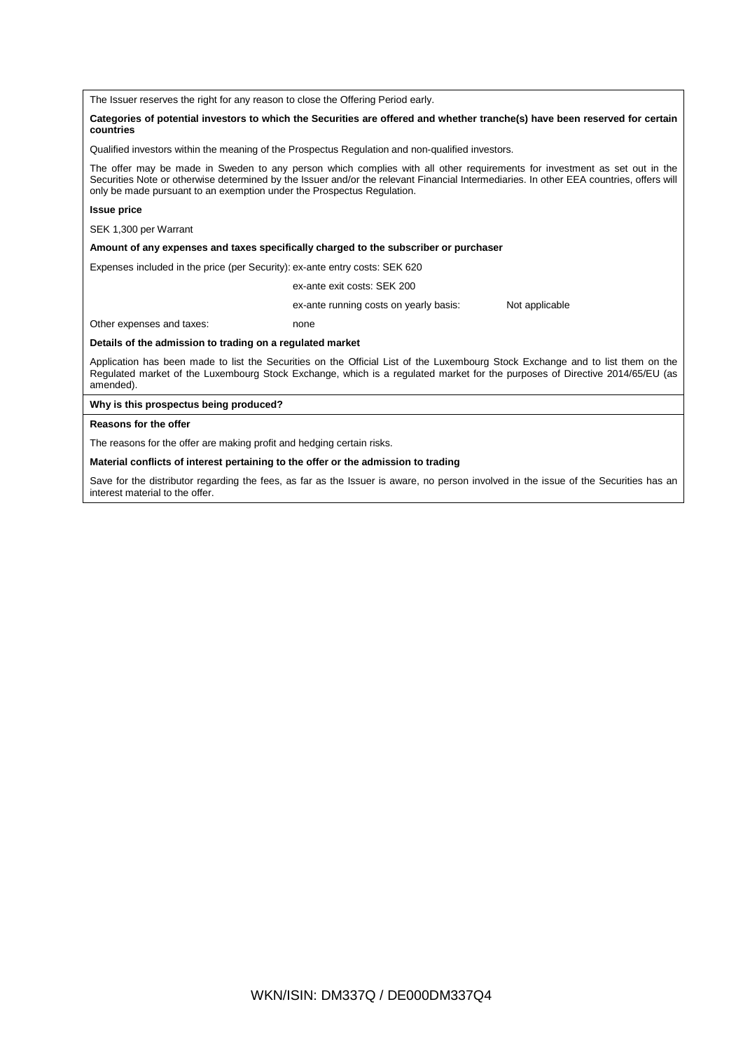The Issuer reserves the right for any reason to close the Offering Period early.

**Categories of potential investors to which the Securities are offered and whether tranche(s) have been reserved for certain countries**

Qualified investors within the meaning of the Prospectus Regulation and non-qualified investors.

The offer may be made in Sweden to any person which complies with all other requirements for investment as set out in the Securities Note or otherwise determined by the Issuer and/or the relevant Financial Intermediaries. In other EEA countries, offers will only be made pursuant to an exemption under the Prospectus Regulation.

**Issue price**

SEK 1,300 per Warrant

**Amount of any expenses and taxes specifically charged to the subscriber or purchaser**

| | | |
|---|---|---|
| Expenses included in the price (per Security): | ex-ante entry costs: SEK 620 | |
| | ex-ante exit costs: SEK 200 | |
| | ex-ante running costs on yearly basis: | Not applicable |
| Other expenses and taxes: | none | |

**Details of the admission to trading on a regulated market**

Application has been made to list the Securities on the Official List of the Luxembourg Stock Exchange and to list them on the Regulated market of the Luxembourg Stock Exchange, which is a regulated market for the purposes of Directive 2014/65/EU (as amended).

**Why is this prospectus being produced?**

**Reasons for the offer**

The reasons for the offer are making profit and hedging certain risks.

**Material conflicts of interest pertaining to the offer or the admission to trading**

Save for the distributor regarding the fees, as far as the Issuer is aware, no person involved in the issue of the Securities has an interest material to the offer.